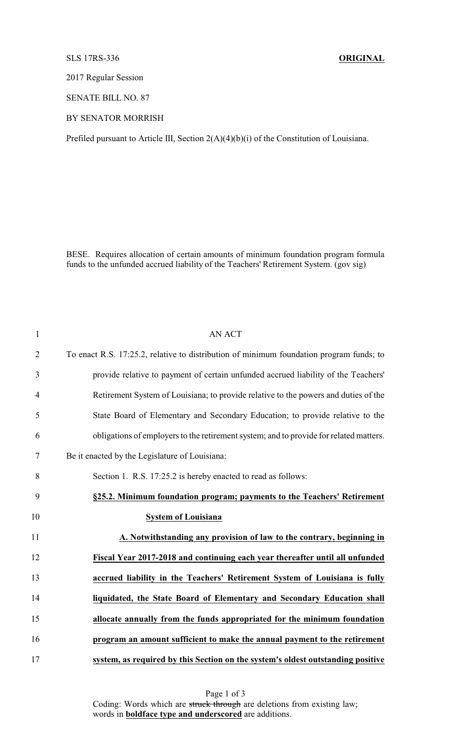SLS 17RS-336 **ORIGINAL**

2017 Regular Session

SENATE BILL NO. 87

BY SENATOR MORRISH

Prefiled pursuant to Article III, Section 2(A)(4)(b)(i) of the Constitution of Louisiana.

BESE. Requires allocation of certain amounts of minimum foundation program formula funds to the unfunded accrued liability of the Teachers' Retirement System. (gov sig)

1 AN ACT

2 To enact R.S. 17:25.2, relative to distribution of minimum foundation program funds; to

3 provide relative to payment of certain unfunded accrued liability of the Teachers'

4 Retirement System of Louisiana; to provide relative to the powers and duties of the

5 State Board of Elementary and Secondary Education; to provide relative to the

6 obligations of employers to the retirement system; and to provide for related matters.

7 Be it enacted by the Legislature of Louisiana:

8 Section 1. R.S. 17:25.2 is hereby enacted to read as follows:

9 **§25.2. Minimum foundation program; payments to the Teachers' Retirement**

10 **System of Louisiana**

11 **A. Notwithstanding any provision of law to the contrary, beginning in**

12 **Fiscal Year 2017-2018 and continuing each year thereafter until all unfunded**

13 **accrued liability in the Teachers' Retirement System of Louisiana is fully**

14 **liquidated, the State Board of Elementary and Secondary Education shall**

15 **allocate annually from the funds appropriated for the minimum foundation**

16 **program an amount sufficient to make the annual payment to the retirement**

17 **system, as required by this Section on the system's oldest outstanding positive**

Coding: Words which are ~~struck through~~ are deletions from existing law; words in **boldface type and underscored** are additions.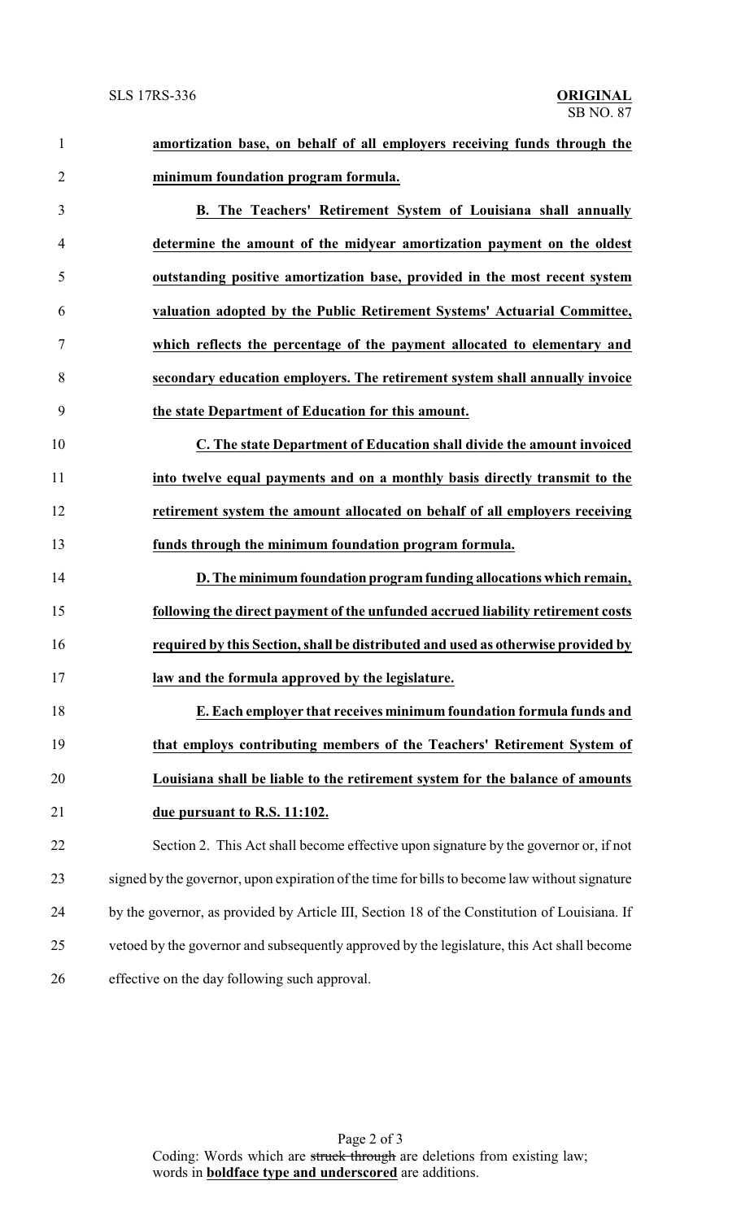**amortization base, on behalf of all employers receiving funds through the minimum foundation program formula.**

**B. The Teachers' Retirement System of Louisiana shall annually determine the amount of the midyear amortization payment on the oldest outstanding positive amortization base, provided in the most recent system valuation adopted by the Public Retirement Systems' Actuarial Committee, which reflects the percentage of the payment allocated to elementary and secondary education employers. The retirement system shall annually invoice the state Department of Education for this amount.**

**C. The state Department of Education shall divide the amount invoiced into twelve equal payments and on a monthly basis directly transmit to the retirement system the amount allocated on behalf of all employers receiving funds through the minimum foundation program formula.**

**D. The minimum foundation program funding allocations which remain, following the direct payment of the unfunded accrued liability retirement costs required by this Section, shall be distributed and used as otherwise provided by law and the formula approved by the legislature.**

**E. Each employer that receives minimum foundation formula funds and that employs contributing members of the Teachers' Retirement System of Louisiana shall be liable to the retirement system for the balance of amounts due pursuant to R.S. 11:102.**

Section 2. This Act shall become effective upon signature by the governor or, if not signed by the governor, upon expiration of the time for bills to become law without signature by the governor, as provided by Article III, Section 18 of the Constitution of Louisiana. If vetoed by the governor and subsequently approved by the legislature, this Act shall become effective on the day following such approval.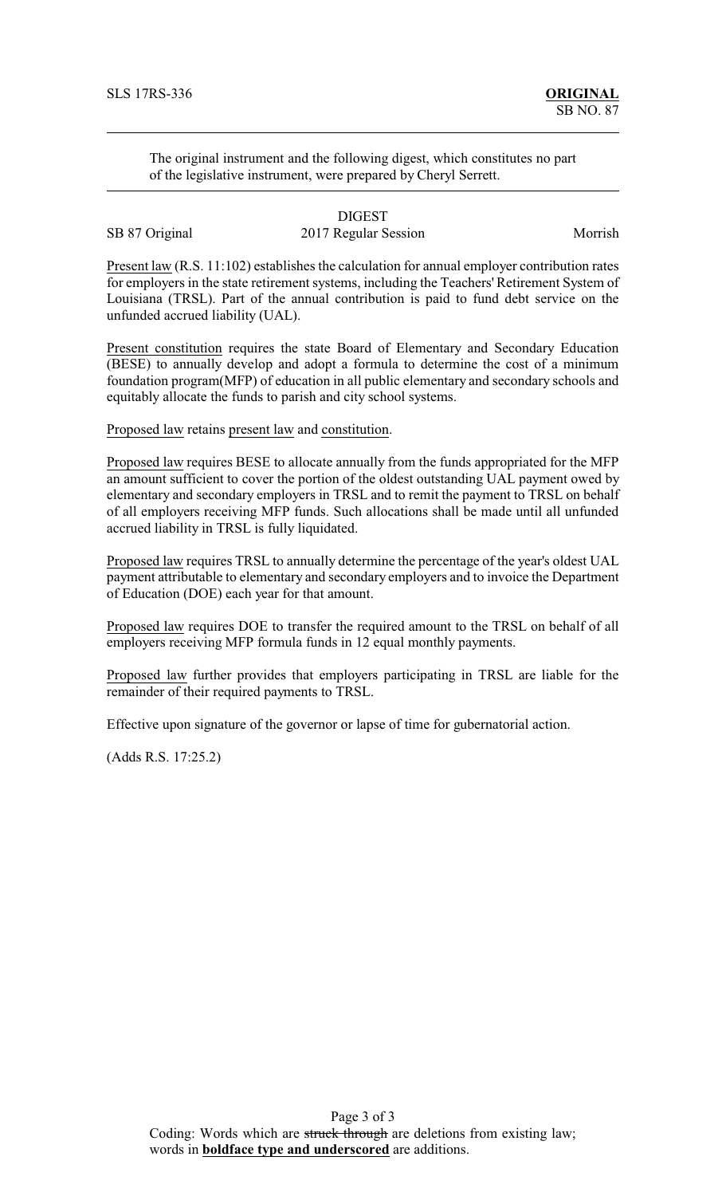SLS 17RS-336 **ORIGINAL**
SB NO. 87

The original instrument and the following digest, which constitutes no part of the legislative instrument, were prepared by Cheryl Serrett.

DIGEST

SB 87 Original 2017 Regular Session Morrish

Present law (R.S. 11:102) establishes the calculation for annual employer contribution rates for employers in the state retirement systems, including the Teachers' Retirement System of Louisiana (TRSL). Part of the annual contribution is paid to fund debt service on the unfunded accrued liability (UAL).

Present constitution requires the state Board of Elementary and Secondary Education (BESE) to annually develop and adopt a formula to determine the cost of a minimum foundation program(MFP) of education in all public elementary and secondary schools and equitably allocate the funds to parish and city school systems.

Proposed law retains present law and constitution.

Proposed law requires BESE to allocate annually from the funds appropriated for the MFP an amount sufficient to cover the portion of the oldest outstanding UAL payment owed by elementary and secondary employers in TRSL and to remit the payment to TRSL on behalf of all employers receiving MFP funds. Such allocations shall be made until all unfunded accrued liability in TRSL is fully liquidated.

Proposed law requires TRSL to annually determine the percentage of the year's oldest UAL payment attributable to elementary and secondary employers and to invoice the Department of Education (DOE) each year for that amount.

Proposed law requires DOE to transfer the required amount to the TRSL on behalf of all employers receiving MFP formula funds in 12 equal monthly payments.

Proposed law further provides that employers participating in TRSL are liable for the remainder of their required payments to TRSL.

Effective upon signature of the governor or lapse of time for gubernatorial action.

(Adds R.S. 17:25.2)

Coding: Words which are ~~struck through~~ are deletions from existing law; words in **boldface type and underscored** are additions.